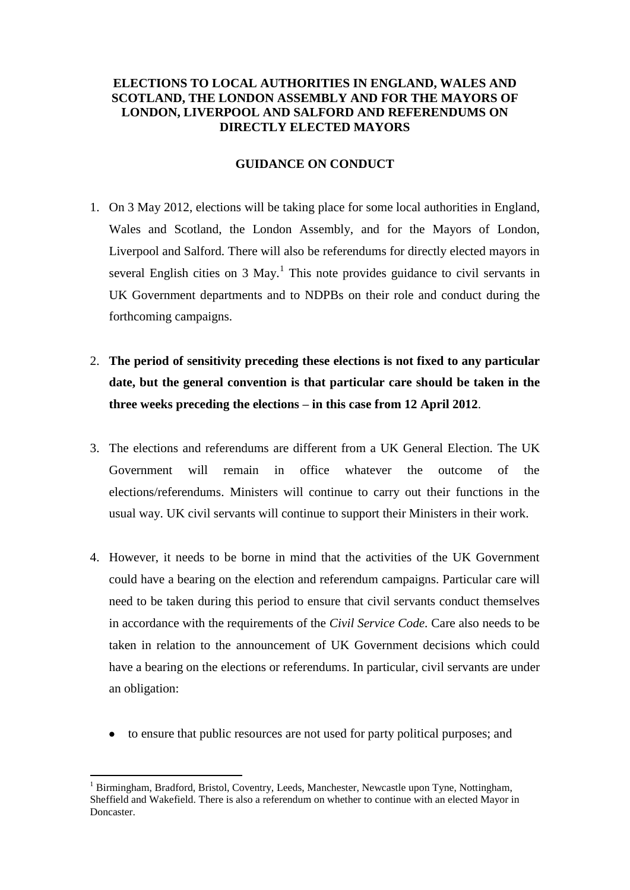# ELECTIONS TO LOCAL AUTHORITIES IN ENGLAND, WALES AND SCOTLAND, THE LONDON ASSEMBLY AND FOR THE MAYORS OF LONDON, LIVERPOOL AND SALFORD AND REFERENDUMS ON DIRECTLY ELECTED MAYORS

## GUIDANCE ON CONDUCT

1. On 3 May 2012, elections will be taking place for some local authorities in England, Wales and Scotland, the London Assembly, and for the Mayors of London, Liverpool and Salford. There will also be referendums for directly elected mayors in several English cities on 3 May.[1] This note provides guidance to civil servants in UK Government departments and to NDPBs on their role and conduct during the forthcoming campaigns.

2. **The period of sensitivity preceding these elections is not fixed to any particular date, but the general convention is that particular care should be taken in the three weeks preceding the elections – in this case from 12 April 2012**.

3. The elections and referendums are different from a UK General Election. The UK Government will remain in office whatever the outcome of the elections/referendums. Ministers will continue to carry out their functions in the usual way. UK civil servants will continue to support their Ministers in their work.

4. However, it needs to be borne in mind that the activities of the UK Government could have a bearing on the election and referendum campaigns. Particular care will need to be taken during this period to ensure that civil servants conduct themselves in accordance with the requirements of the *Civil Service Code*. Care also needs to be taken in relation to the announcement of UK Government decisions which could have a bearing on the elections or referendums. In particular, civil servants are under an obligation:

   - to ensure that public resources are not used for party political purposes; and

[1] Birmingham, Bradford, Bristol, Coventry, Leeds, Manchester, Newcastle upon Tyne, Nottingham, Sheffield and Wakefield. There is also a referendum on whether to continue with an elected Mayor in Doncaster.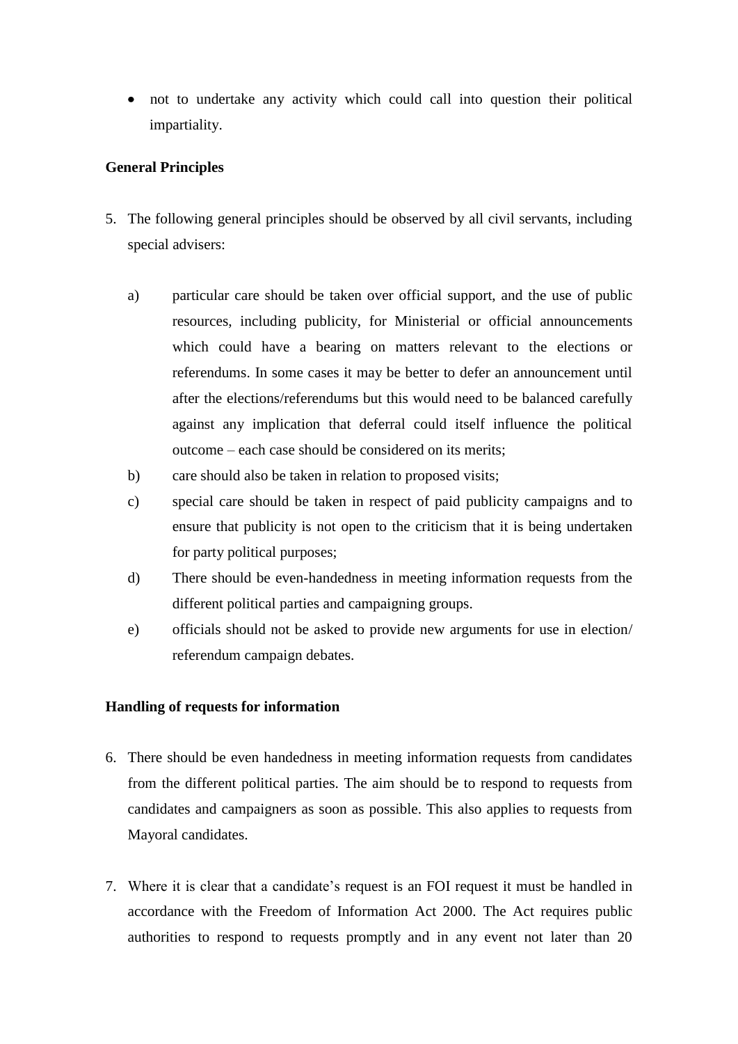- not to undertake any activity which could call into question their political impartiality.

**General Principles**

5. The following general principles should be observed by all civil servants, including special advisers:

   a) particular care should be taken over official support, and the use of public resources, including publicity, for Ministerial or official announcements which could have a bearing on matters relevant to the elections or referendums. In some cases it may be better to defer an announcement until after the elections/referendums but this would need to be balanced carefully against any implication that deferral could itself influence the political outcome – each case should be considered on its merits;

   b) care should also be taken in relation to proposed visits;

   c) special care should be taken in respect of paid publicity campaigns and to ensure that publicity is not open to the criticism that it is being undertaken for party political purposes;

   d) There should be even-handedness in meeting information requests from the different political parties and campaigning groups.

   e) officials should not be asked to provide new arguments for use in election/ referendum campaign debates.

**Handling of requests for information**

6. There should be even handedness in meeting information requests from candidates from the different political parties. The aim should be to respond to requests from candidates and campaigners as soon as possible. This also applies to requests from Mayoral candidates.

7. Where it is clear that a candidate's request is an FOI request it must be handled in accordance with the Freedom of Information Act 2000. The Act requires public authorities to respond to requests promptly and in any event not later than 20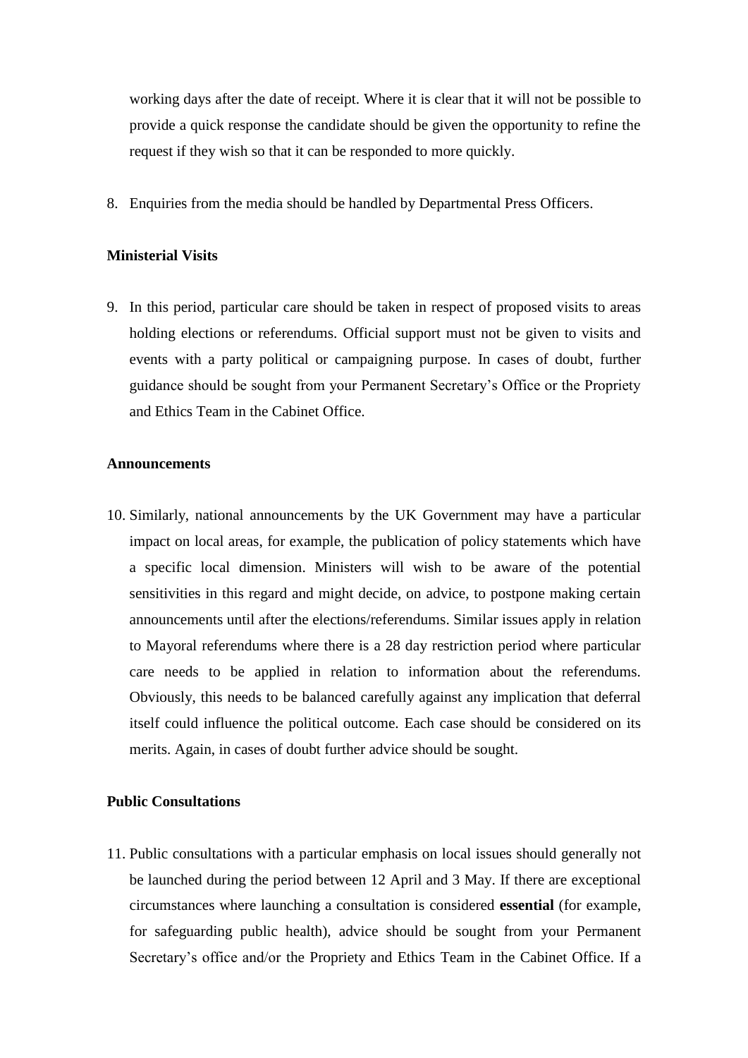working days after the date of receipt. Where it is clear that it will not be possible to provide a quick response the candidate should be given the opportunity to refine the request if they wish so that it can be responded to more quickly.

8. Enquiries from the media should be handled by Departmental Press Officers.

**Ministerial Visits**

9. In this period, particular care should be taken in respect of proposed visits to areas holding elections or referendums. Official support must not be given to visits and events with a party political or campaigning purpose. In cases of doubt, further guidance should be sought from your Permanent Secretary's Office or the Propriety and Ethics Team in the Cabinet Office.

**Announcements**

10. Similarly, national announcements by the UK Government may have a particular impact on local areas, for example, the publication of policy statements which have a specific local dimension. Ministers will wish to be aware of the potential sensitivities in this regard and might decide, on advice, to postpone making certain announcements until after the elections/referendums. Similar issues apply in relation to Mayoral referendums where there is a 28 day restriction period where particular care needs to be applied in relation to information about the referendums. Obviously, this needs to be balanced carefully against any implication that deferral itself could influence the political outcome. Each case should be considered on its merits. Again, in cases of doubt further advice should be sought.

**Public Consultations**

11. Public consultations with a particular emphasis on local issues should generally not be launched during the period between 12 April and 3 May. If there are exceptional circumstances where launching a consultation is considered **essential** (for example, for safeguarding public health), advice should be sought from your Permanent Secretary's office and/or the Propriety and Ethics Team in the Cabinet Office. If a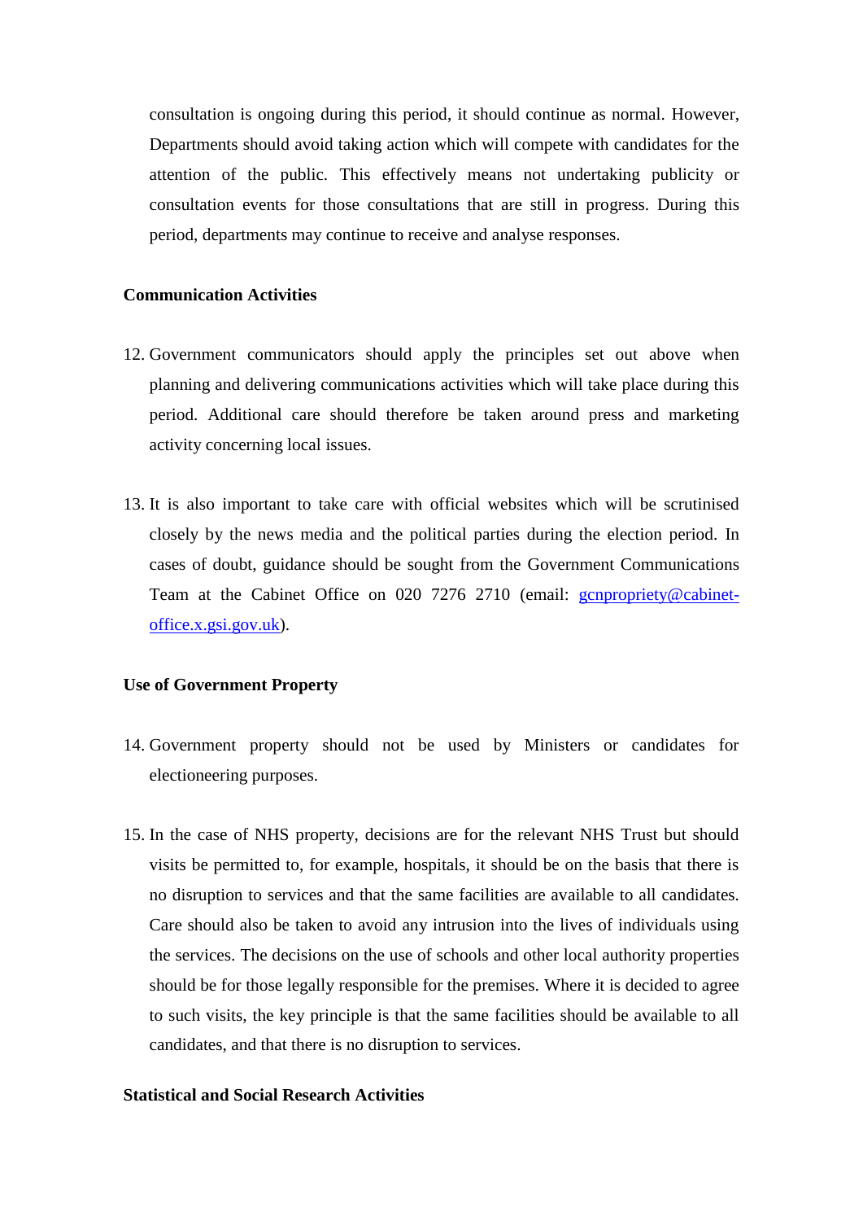consultation is ongoing during this period, it should continue as normal. However, Departments should avoid taking action which will compete with candidates for the attention of the public. This effectively means not undertaking publicity or consultation events for those consultations that are still in progress. During this period, departments may continue to receive and analyse responses.

**Communication Activities**

12. Government communicators should apply the principles set out above when planning and delivering communications activities which will take place during this period. Additional care should therefore be taken around press and marketing activity concerning local issues.

13. It is also important to take care with official websites which will be scrutinised closely by the news media and the political parties during the election period. In cases of doubt, guidance should be sought from the Government Communications Team at the Cabinet Office on 020 7276 2710 (email: gcnpropriety@cabinet-office.x.gsi.gov.uk).

**Use of Government Property**

14. Government property should not be used by Ministers or candidates for electioneering purposes.

15. In the case of NHS property, decisions are for the relevant NHS Trust but should visits be permitted to, for example, hospitals, it should be on the basis that there is no disruption to services and that the same facilities are available to all candidates. Care should also be taken to avoid any intrusion into the lives of individuals using the services. The decisions on the use of schools and other local authority properties should be for those legally responsible for the premises. Where it is decided to agree to such visits, the key principle is that the same facilities should be available to all candidates, and that there is no disruption to services.

**Statistical and Social Research Activities**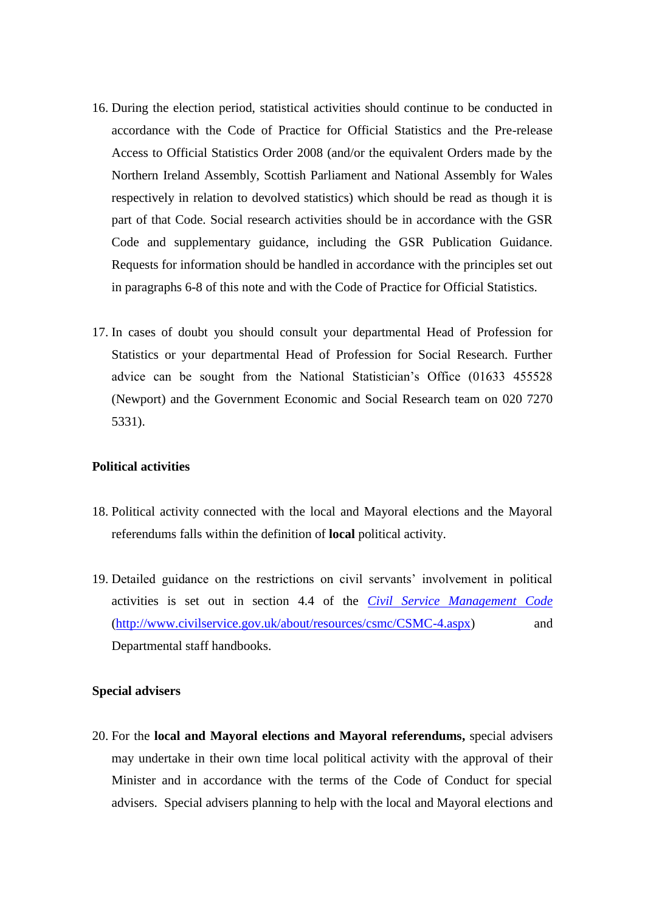16. During the election period, statistical activities should continue to be conducted in accordance with the Code of Practice for Official Statistics and the Pre-release Access to Official Statistics Order 2008 (and/or the equivalent Orders made by the Northern Ireland Assembly, Scottish Parliament and National Assembly for Wales respectively in relation to devolved statistics) which should be read as though it is part of that Code. Social research activities should be in accordance with the GSR Code and supplementary guidance, including the GSR Publication Guidance. Requests for information should be handled in accordance with the principles set out in paragraphs 6-8 of this note and with the Code of Practice for Official Statistics.

17. In cases of doubt you should consult your departmental Head of Profession for Statistics or your departmental Head of Profession for Social Research. Further advice can be sought from the National Statistician's Office (01633 455528 (Newport) and the Government Economic and Social Research team on 020 7270 5331).

**Political activities**

18. Political activity connected with the local and Mayoral elections and the Mayoral referendums falls within the definition of **local** political activity.

19. Detailed guidance on the restrictions on civil servants' involvement in political activities is set out in section 4.4 of the *Civil Service Management Code* (http://www.civilservice.gov.uk/about/resources/csmc/CSMC-4.aspx) and Departmental staff handbooks.

**Special advisers**

20. For the **local and Mayoral elections and Mayoral referendums,** special advisers may undertake in their own time local political activity with the approval of their Minister and in accordance with the terms of the Code of Conduct for special advisers. Special advisers planning to help with the local and Mayoral elections and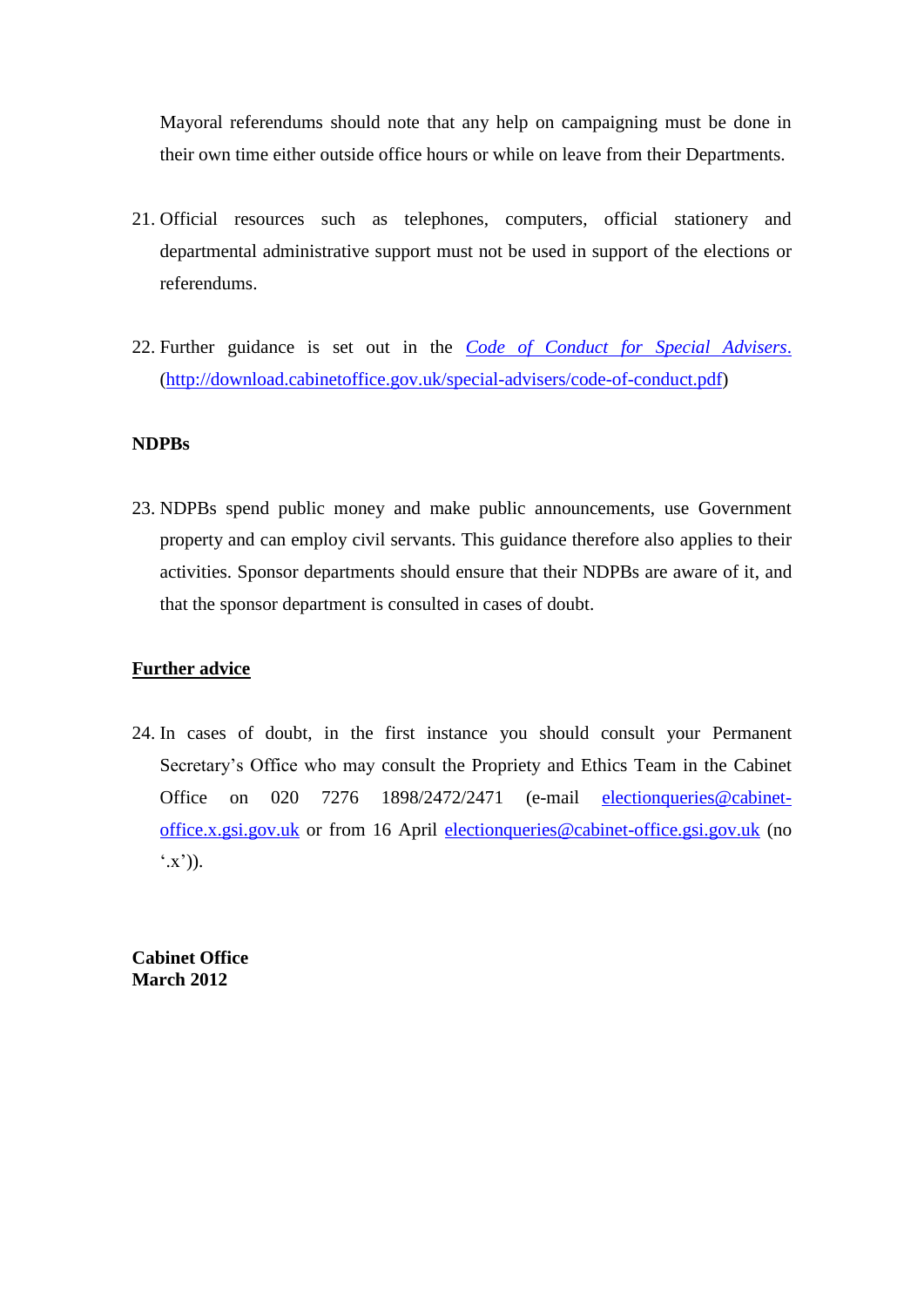Mayoral referendums should note that any help on campaigning must be done in their own time either outside office hours or while on leave from their Departments.

21. Official resources such as telephones, computers, official stationery and departmental administrative support must not be used in support of the elections or referendums.

22. Further guidance is set out in the *Code of Conduct for Special Advisers*. (http://download.cabinetoffice.gov.uk/special-advisers/code-of-conduct.pdf)

**NDPBs**

23. NDPBs spend public money and make public announcements, use Government property and can employ civil servants. This guidance therefore also applies to their activities. Sponsor departments should ensure that their NDPBs are aware of it, and that the sponsor department is consulted in cases of doubt.

**Further advice**

24. In cases of doubt, in the first instance you should consult your Permanent Secretary's Office who may consult the Propriety and Ethics Team in the Cabinet Office on 020 7276 1898/2472/2471 (e-mail electionqueries@cabinet-office.x.gsi.gov.uk or from 16 April electionqueries@cabinet-office.gsi.gov.uk (no '.x')).

**Cabinet Office**
**March 2012**